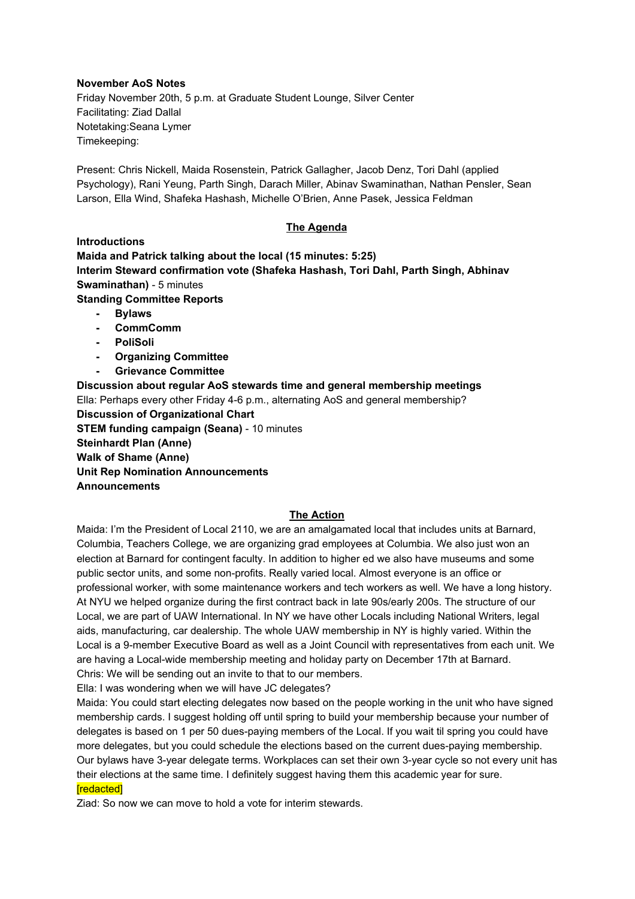**November AoS Notes**

Friday November 20th, 5 p.m. at Graduate Student Lounge, Silver Center
Facilitating: Ziad Dallal
Notetaking:Seana Lymer
Timekeeping:

Present: Chris Nickell, Maida Rosenstein, Patrick Gallagher, Jacob Denz, Tori Dahl (applied Psychology), Rani Yeung, Parth Singh, Darach Miller, Abinav Swaminathan, Nathan Pensler, Sean Larson, Ella Wind, Shafeka Hashash, Michelle O'Brien, Anne Pasek, Jessica Feldman

## The Agenda

**Introductions**
**Maida and Patrick talking about the local (15 minutes: 5:25)**
**Interim Steward confirmation vote (Shafeka Hashash, Tori Dahl, Parth Singh, Abhinav Swaminathan)** - 5 minutes
**Standing Committee Reports**

- **Bylaws**
- **CommComm**
- **PoliSoli**
- **Organizing Committee**
- **Grievance Committee**

**Discussion about regular AoS stewards time and general membership meetings**
Ella: Perhaps every other Friday 4-6 p.m., alternating AoS and general membership?
**Discussion of Organizational Chart**
**STEM funding campaign (Seana)** - 10 minutes
**Steinhardt Plan (Anne)**
**Walk of Shame (Anne)**
**Unit Rep Nomination Announcements**
**Announcements**

## The Action

Maida: I'm the President of Local 2110, we are an amalgamated local that includes units at Barnard, Columbia, Teachers College, we are organizing grad employees at Columbia. We also just won an election at Barnard for contingent faculty. In addition to higher ed we also have museums and some public sector units, and some non-profits. Really varied local. Almost everyone is an office or professional worker, with some maintenance workers and tech workers as well. We have a long history. At NYU we helped organize during the first contract back in late 90s/early 200s. The structure of our Local, we are part of UAW International. In NY we have other Locals including National Writers, legal aids, manufacturing, car dealership. The whole UAW membership in NY is highly varied. Within the Local is a 9-member Executive Board as well as a Joint Council with representatives from each unit. We are having a Local-wide membership meeting and holiday party on December 17th at Barnard.
Chris: We will be sending out an invite to that to our members.
Ella: I was wondering when we will have JC delegates?
Maida: You could start electing delegates now based on the people working in the unit who have signed membership cards. I suggest holding off until spring to build your membership because your number of delegates is based on 1 per 50 dues-paying members of the Local. If you wait til spring you could have more delegates, but you could schedule the elections based on the current dues-paying membership. Our bylaws have 3-year delegate terms. Workplaces can set their own 3-year cycle so not every unit has their elections at the same time. I definitely suggest having them this academic year for sure.
[redacted]
Ziad: So now we can move to hold a vote for interim stewards.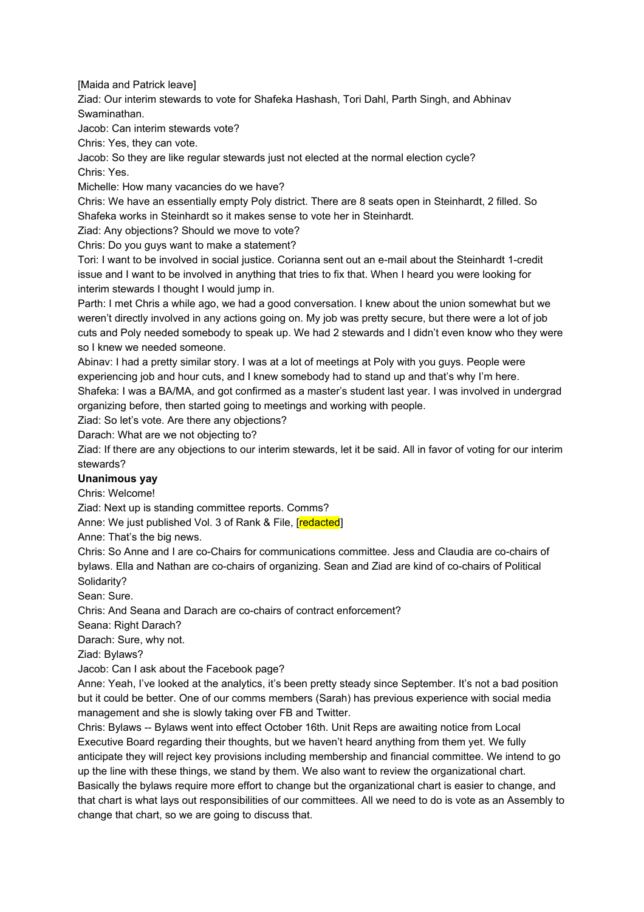[Maida and Patrick leave]

Ziad: Our interim stewards to vote for Shafeka Hashash, Tori Dahl, Parth Singh, and Abhinav Swaminathan.

Jacob: Can interim stewards vote?

Chris: Yes, they can vote.

Jacob: So they are like regular stewards just not elected at the normal election cycle?

Chris: Yes.

Michelle: How many vacancies do we have?

Chris: We have an essentially empty Poly district. There are 8 seats open in Steinhardt, 2 filled. So Shafeka works in Steinhardt so it makes sense to vote her in Steinhardt.

Ziad: Any objections? Should we move to vote?

Chris: Do you guys want to make a statement?

Tori: I want to be involved in social justice. Corianna sent out an e-mail about the Steinhardt 1-credit issue and I want to be involved in anything that tries to fix that. When I heard you were looking for interim stewards I thought I would jump in.

Parth: I met Chris a while ago, we had a good conversation. I knew about the union somewhat but we weren't directly involved in any actions going on. My job was pretty secure, but there were a lot of job cuts and Poly needed somebody to speak up. We had 2 stewards and I didn't even know who they were so I knew we needed someone.

Abinav: I had a pretty similar story. I was at a lot of meetings at Poly with you guys. People were experiencing job and hour cuts, and I knew somebody had to stand up and that's why I'm here.

Shafeka: I was a BA/MA, and got confirmed as a master's student last year. I was involved in undergrad organizing before, then started going to meetings and working with people.

Ziad: So let's vote. Are there any objections?

Darach: What are we not objecting to?

Ziad: If there are any objections to our interim stewards, let it be said. All in favor of voting for our interim stewards?

**Unanimous yay**

Chris: Welcome!

Ziad: Next up is standing committee reports. Comms?

Anne: We just published Vol. 3 of Rank & File, [redacted]

Anne: That's the big news.

Chris: So Anne and I are co-Chairs for communications committee. Jess and Claudia are co-chairs of bylaws. Ella and Nathan are co-chairs of organizing. Sean and Ziad are kind of co-chairs of Political Solidarity?

Sean: Sure.

Chris: And Seana and Darach are co-chairs of contract enforcement?

Seana: Right Darach?

Darach: Sure, why not.

Ziad: Bylaws?

Jacob: Can I ask about the Facebook page?

Anne: Yeah, I've looked at the analytics, it's been pretty steady since September. It's not a bad position but it could be better. One of our comms members (Sarah) has previous experience with social media management and she is slowly taking over FB and Twitter.

Chris: Bylaws -- Bylaws went into effect October 16th. Unit Reps are awaiting notice from Local Executive Board regarding their thoughts, but we haven't heard anything from them yet. We fully anticipate they will reject key provisions including membership and financial committee. We intend to go up the line with these things, we stand by them. We also want to review the organizational chart. Basically the bylaws require more effort to change but the organizational chart is easier to change, and that chart is what lays out responsibilities of our committees. All we need to do is vote as an Assembly to change that chart, so we are going to discuss that.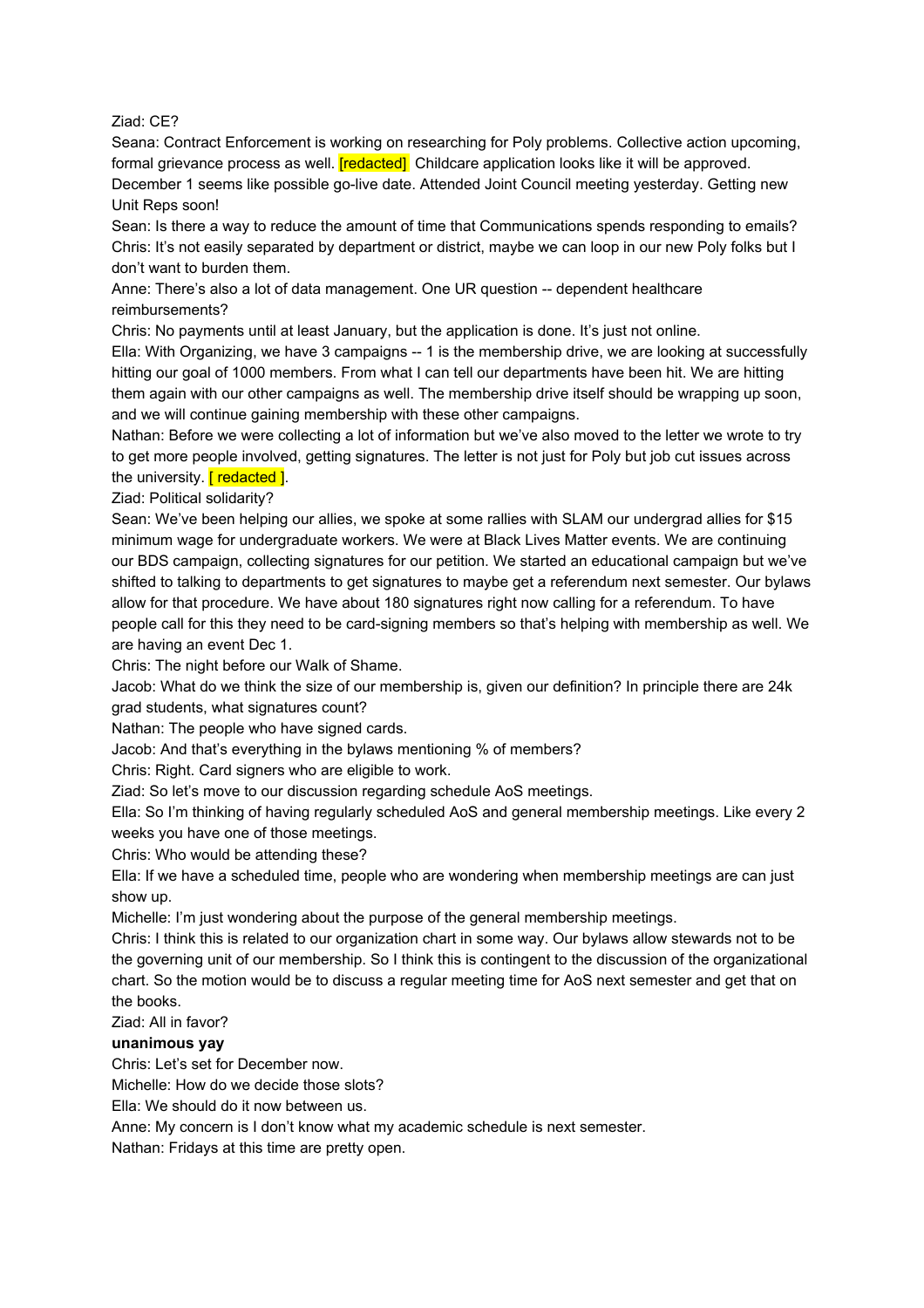Ziad: CE?

Seana: Contract Enforcement is working on researching for Poly problems. Collective action upcoming, formal grievance process as well. [redacted] Childcare application looks like it will be approved. December 1 seems like possible go-live date. Attended Joint Council meeting yesterday. Getting new Unit Reps soon!

Sean: Is there a way to reduce the amount of time that Communications spends responding to emails?

Chris: It's not easily separated by department or district, maybe we can loop in our new Poly folks but I don't want to burden them.

Anne: There's also a lot of data management. One UR question -- dependent healthcare reimbursements?

Chris: No payments until at least January, but the application is done. It's just not online.

Ella: With Organizing, we have 3 campaigns -- 1 is the membership drive, we are looking at successfully hitting our goal of 1000 members. From what I can tell our departments have been hit. We are hitting them again with our other campaigns as well. The membership drive itself should be wrapping up soon, and we will continue gaining membership with these other campaigns.

Nathan: Before we were collecting a lot of information but we've also moved to the letter we wrote to try to get more people involved, getting signatures. The letter is not just for Poly but job cut issues across the university. [ redacted ].

Ziad: Political solidarity?

Sean: We've been helping our allies, we spoke at some rallies with SLAM our undergrad allies for $15 minimum wage for undergraduate workers. We were at Black Lives Matter events. We are continuing our BDS campaign, collecting signatures for our petition. We started an educational campaign but we've shifted to talking to departments to get signatures to maybe get a referendum next semester. Our bylaws allow for that procedure. We have about 180 signatures right now calling for a referendum. To have people call for this they need to be card-signing members so that's helping with membership as well. We are having an event Dec 1.

Chris: The night before our Walk of Shame.

Jacob: What do we think the size of our membership is, given our definition? In principle there are 24k grad students, what signatures count?

Nathan: The people who have signed cards.

Jacob: And that's everything in the bylaws mentioning % of members?

Chris: Right. Card signers who are eligible to work.

Ziad: So let's move to our discussion regarding schedule AoS meetings.

Ella: So I'm thinking of having regularly scheduled AoS and general membership meetings. Like every 2 weeks you have one of those meetings.

Chris: Who would be attending these?

Ella: If we have a scheduled time, people who are wondering when membership meetings are can just show up.

Michelle: I'm just wondering about the purpose of the general membership meetings.

Chris: I think this is related to our organization chart in some way. Our bylaws allow stewards not to be the governing unit of our membership. So I think this is contingent to the discussion of the organizational chart. So the motion would be to discuss a regular meeting time for AoS next semester and get that on the books.

Ziad: All in favor?

**unanimous yay**

Chris: Let's set for December now.

Michelle: How do we decide those slots?

Ella: We should do it now between us.

Anne: My concern is I don't know what my academic schedule is next semester.

Nathan: Fridays at this time are pretty open.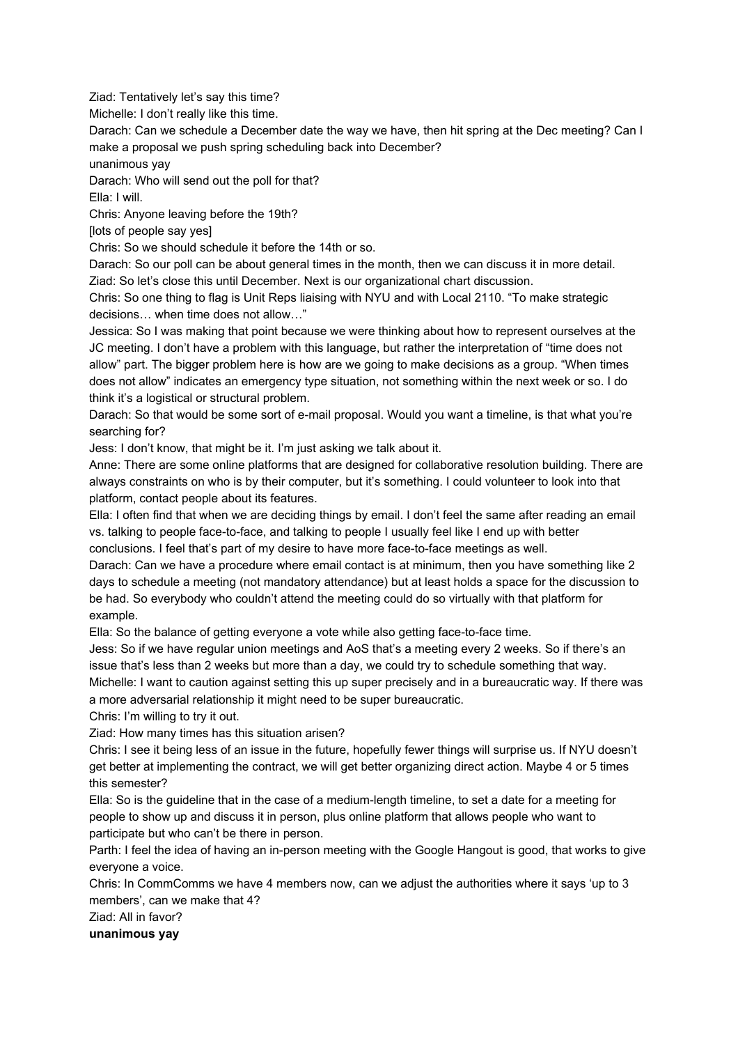Ziad: Tentatively let's say this time?

Michelle: I don't really like this time.

Darach: Can we schedule a December date the way we have, then hit spring at the Dec meeting? Can I make a proposal we push spring scheduling back into December?

unanimous yay

Darach: Who will send out the poll for that?

Ella: I will.

Chris: Anyone leaving before the 19th?

[lots of people say yes]

Chris: So we should schedule it before the 14th or so.

Darach: So our poll can be about general times in the month, then we can discuss it in more detail.

Ziad: So let's close this until December. Next is our organizational chart discussion.

Chris: So one thing to flag is Unit Reps liaising with NYU and with Local 2110. "To make strategic decisions… when time does not allow…"

Jessica: So I was making that point because we were thinking about how to represent ourselves at the JC meeting. I don't have a problem with this language, but rather the interpretation of "time does not allow" part. The bigger problem here is how are we going to make decisions as a group. "When times does not allow" indicates an emergency type situation, not something within the next week or so. I do think it's a logistical or structural problem.

Darach: So that would be some sort of e-mail proposal. Would you want a timeline, is that what you're searching for?

Jess: I don't know, that might be it. I'm just asking we talk about it.

Anne: There are some online platforms that are designed for collaborative resolution building. There are always constraints on who is by their computer, but it's something. I could volunteer to look into that platform, contact people about its features.

Ella: I often find that when we are deciding things by email. I don't feel the same after reading an email vs. talking to people face-to-face, and talking to people I usually feel like I end up with better conclusions. I feel that's part of my desire to have more face-to-face meetings as well.

Darach: Can we have a procedure where email contact is at minimum, then you have something like 2 days to schedule a meeting (not mandatory attendance) but at least holds a space for the discussion to be had. So everybody who couldn't attend the meeting could do so virtually with that platform for example.

Ella: So the balance of getting everyone a vote while also getting face-to-face time.

Jess: So if we have regular union meetings and AoS that's a meeting every 2 weeks. So if there's an issue that's less than 2 weeks but more than a day, we could try to schedule something that way.

Michelle: I want to caution against setting this up super precisely and in a bureaucratic way. If there was a more adversarial relationship it might need to be super bureaucratic.

Chris: I'm willing to try it out.

Ziad: How many times has this situation arisen?

Chris: I see it being less of an issue in the future, hopefully fewer things will surprise us. If NYU doesn't get better at implementing the contract, we will get better organizing direct action. Maybe 4 or 5 times this semester?

Ella: So is the guideline that in the case of a medium-length timeline, to set a date for a meeting for people to show up and discuss it in person, plus online platform that allows people who want to participate but who can't be there in person.

Parth: I feel the idea of having an in-person meeting with the Google Hangout is good, that works to give everyone a voice.

Chris: In CommComms we have 4 members now, can we adjust the authorities where it says 'up to 3 members', can we make that 4?

Ziad: All in favor?

**unanimous yay**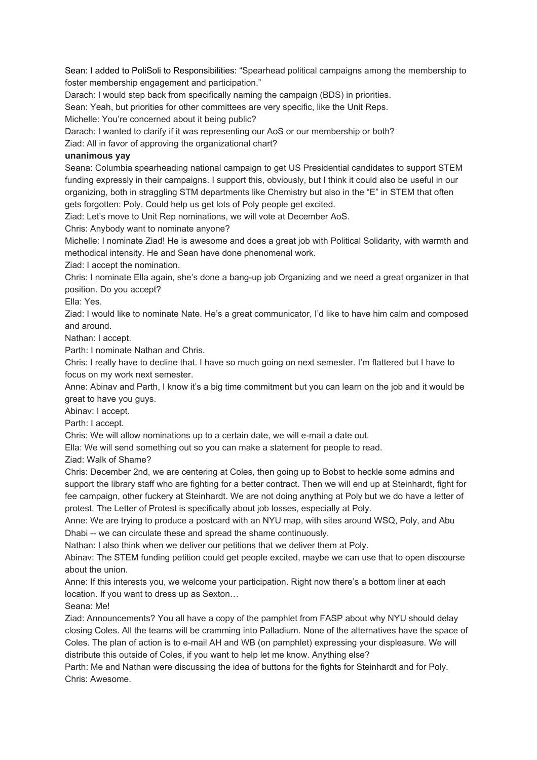Sean: I added to PoliSoli to Responsibilities: "Spearhead political campaigns among the membership to foster membership engagement and participation."

Darach: I would step back from specifically naming the campaign (BDS) in priorities.

Sean: Yeah, but priorities for other committees are very specific, like the Unit Reps.

Michelle: You're concerned about it being public?

Darach: I wanted to clarify if it was representing our AoS or our membership or both?

Ziad: All in favor of approving the organizational chart?

**unanimous yay**

Seana: Columbia spearheading national campaign to get US Presidential candidates to support STEM funding expressly in their campaigns. I support this, obviously, but I think it could also be useful in our organizing, both in straggling STM departments like Chemistry but also in the "E" in STEM that often gets forgotten: Poly. Could help us get lots of Poly people get excited.

Ziad: Let's move to Unit Rep nominations, we will vote at December AoS.

Chris: Anybody want to nominate anyone?

Michelle: I nominate Ziad! He is awesome and does a great job with Political Solidarity, with warmth and methodical intensity. He and Sean have done phenomenal work.

Ziad: I accept the nomination.

Chris: I nominate Ella again, she's done a bang-up job Organizing and we need a great organizer in that position. Do you accept?

Ella: Yes.

Ziad: I would like to nominate Nate. He's a great communicator, I'd like to have him calm and composed and around.

Nathan: I accept.

Parth: I nominate Nathan and Chris.

Chris: I really have to decline that. I have so much going on next semester. I'm flattered but I have to focus on my work next semester.

Anne: Abinav and Parth, I know it's a big time commitment but you can learn on the job and it would be great to have you guys.

Abinav: I accept.

Parth: I accept.

Chris: We will allow nominations up to a certain date, we will e-mail a date out.

Ella: We will send something out so you can make a statement for people to read.

Ziad: Walk of Shame?

Chris: December 2nd, we are centering at Coles, then going up to Bobst to heckle some admins and support the library staff who are fighting for a better contract. Then we will end up at Steinhardt, fight for fee campaign, other fuckery at Steinhardt. We are not doing anything at Poly but we do have a letter of protest. The Letter of Protest is specifically about job losses, especially at Poly.

Anne: We are trying to produce a postcard with an NYU map, with sites around WSQ, Poly, and Abu Dhabi -- we can circulate these and spread the shame continuously.

Nathan: I also think when we deliver our petitions that we deliver them at Poly.

Abinav: The STEM funding petition could get people excited, maybe we can use that to open discourse about the union.

Anne: If this interests you, we welcome your participation. Right now there's a bottom liner at each location. If you want to dress up as Sexton…

Seana: Me!

Ziad: Announcements? You all have a copy of the pamphlet from FASP about why NYU should delay closing Coles. All the teams will be cramming into Palladium. None of the alternatives have the space of Coles. The plan of action is to e-mail AH and WB (on pamphlet) expressing your displeasure. We will distribute this outside of Coles, if you want to help let me know. Anything else?

Parth: Me and Nathan were discussing the idea of buttons for the fights for Steinhardt and for Poly.

Chris: Awesome.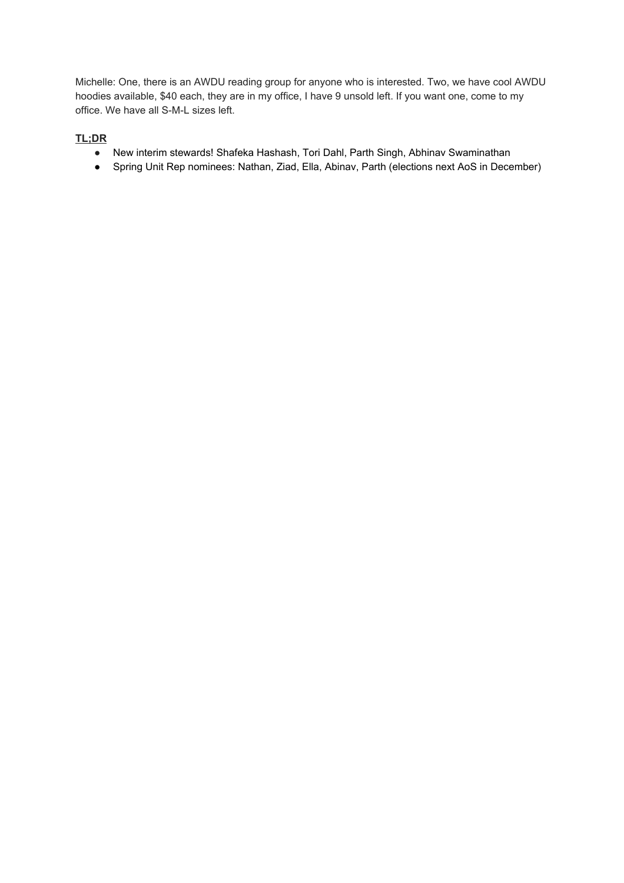Michelle: One, there is an AWDU reading group for anyone who is interested. Two, we have cool AWDU hoodies available, $40 each, they are in my office, I have 9 unsold left. If you want one, come to my office. We have all S-M-L sizes left.

**TL;DR**

- New interim stewards! Shafeka Hashash, Tori Dahl, Parth Singh, Abhinav Swaminathan
- Spring Unit Rep nominees: Nathan, Ziad, Ella, Abinav, Parth (elections next AoS in December)